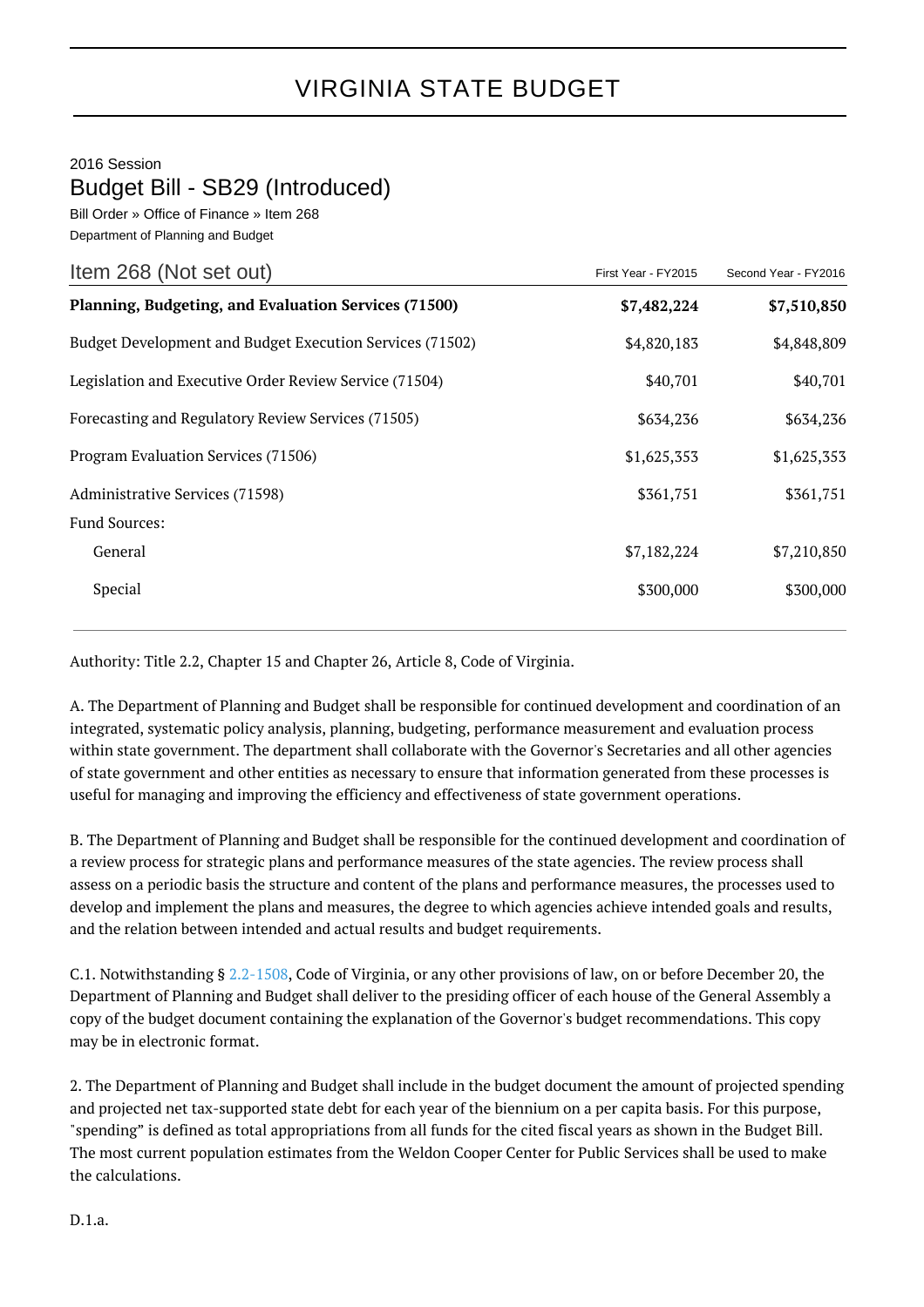# VIRGINIA STATE BUDGET

2016 Session

## Budget Bill - SB29 (Introduced)

Bill Order » Office of Finance » Item 268

Department of Planning and Budget

| Item 268 (Not set out) | First Year - FY2015 | Second Year - FY2016 |
|---|---|---|
| **Planning, Budgeting, and Evaluation Services (71500)** | **$7,482,224** | **$7,510,850** |
| Budget Development and Budget Execution Services (71502) | $4,820,183 | $4,848,809 |
| Legislation and Executive Order Review Service (71504) | $40,701 | $40,701 |
| Forecasting and Regulatory Review Services (71505) | $634,236 | $634,236 |
| Program Evaluation Services (71506) | $1,625,353 | $1,625,353 |
| Administrative Services (71598) | $361,751 | $361,751 |
| Fund Sources: | | |
| General | $7,182,224 | $7,210,850 |
| Special | $300,000 | $300,000 |

Authority: Title 2.2, Chapter 15 and Chapter 26, Article 8, Code of Virginia.

A. The Department of Planning and Budget shall be responsible for continued development and coordination of an integrated, systematic policy analysis, planning, budgeting, performance measurement and evaluation process within state government. The department shall collaborate with the Governor's Secretaries and all other agencies of state government and other entities as necessary to ensure that information generated from these processes is useful for managing and improving the efficiency and effectiveness of state government operations.

B. The Department of Planning and Budget shall be responsible for the continued development and coordination of a review process for strategic plans and performance measures of the state agencies. The review process shall assess on a periodic basis the structure and content of the plans and performance measures, the processes used to develop and implement the plans and measures, the degree to which agencies achieve intended goals and results, and the relation between intended and actual results and budget requirements.

C.1. Notwithstanding § 2.2-1508, Code of Virginia, or any other provisions of law, on or before December 20, the Department of Planning and Budget shall deliver to the presiding officer of each house of the General Assembly a copy of the budget document containing the explanation of the Governor's budget recommendations. This copy may be in electronic format.

2. The Department of Planning and Budget shall include in the budget document the amount of projected spending and projected net tax-supported state debt for each year of the biennium on a per capita basis. For this purpose, "spending" is defined as total appropriations from all funds for the cited fiscal years as shown in the Budget Bill. The most current population estimates from the Weldon Cooper Center for Public Services shall be used to make the calculations.

D.1.a.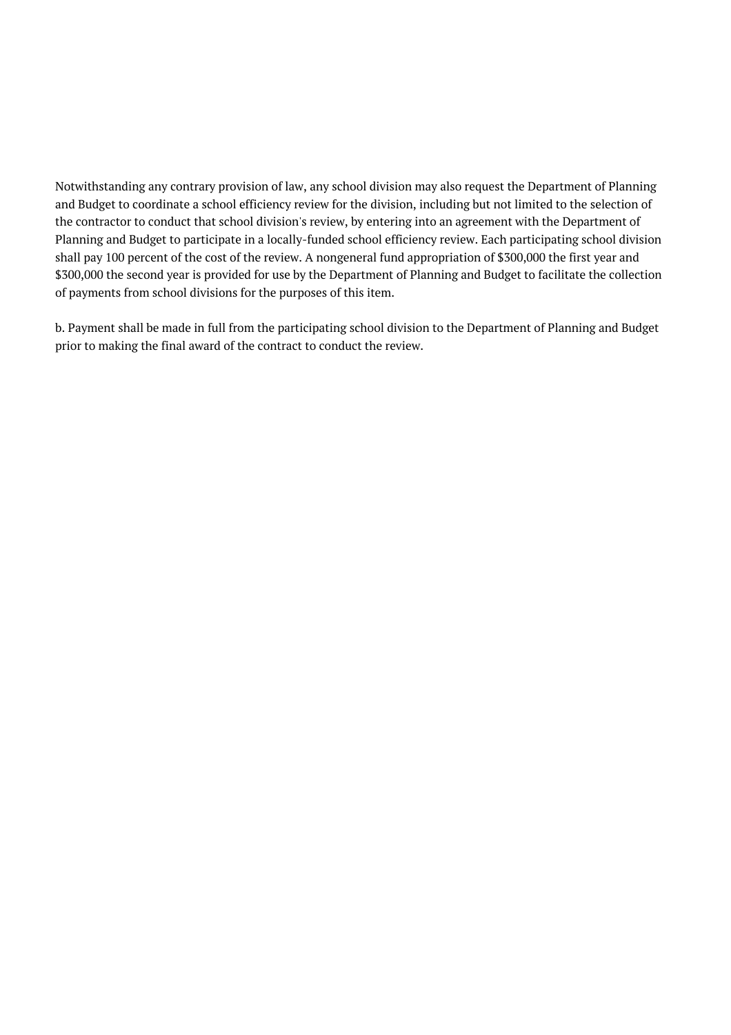Notwithstanding any contrary provision of law, any school division may also request the Department of Planning and Budget to coordinate a school efficiency review for the division, including but not limited to the selection of the contractor to conduct that school division's review, by entering into an agreement with the Department of Planning and Budget to participate in a locally-funded school efficiency review. Each participating school division shall pay 100 percent of the cost of the review. A nongeneral fund appropriation of $300,000 the first year and $300,000 the second year is provided for use by the Department of Planning and Budget to facilitate the collection of payments from school divisions for the purposes of this item.

b. Payment shall be made in full from the participating school division to the Department of Planning and Budget prior to making the final award of the contract to conduct the review.